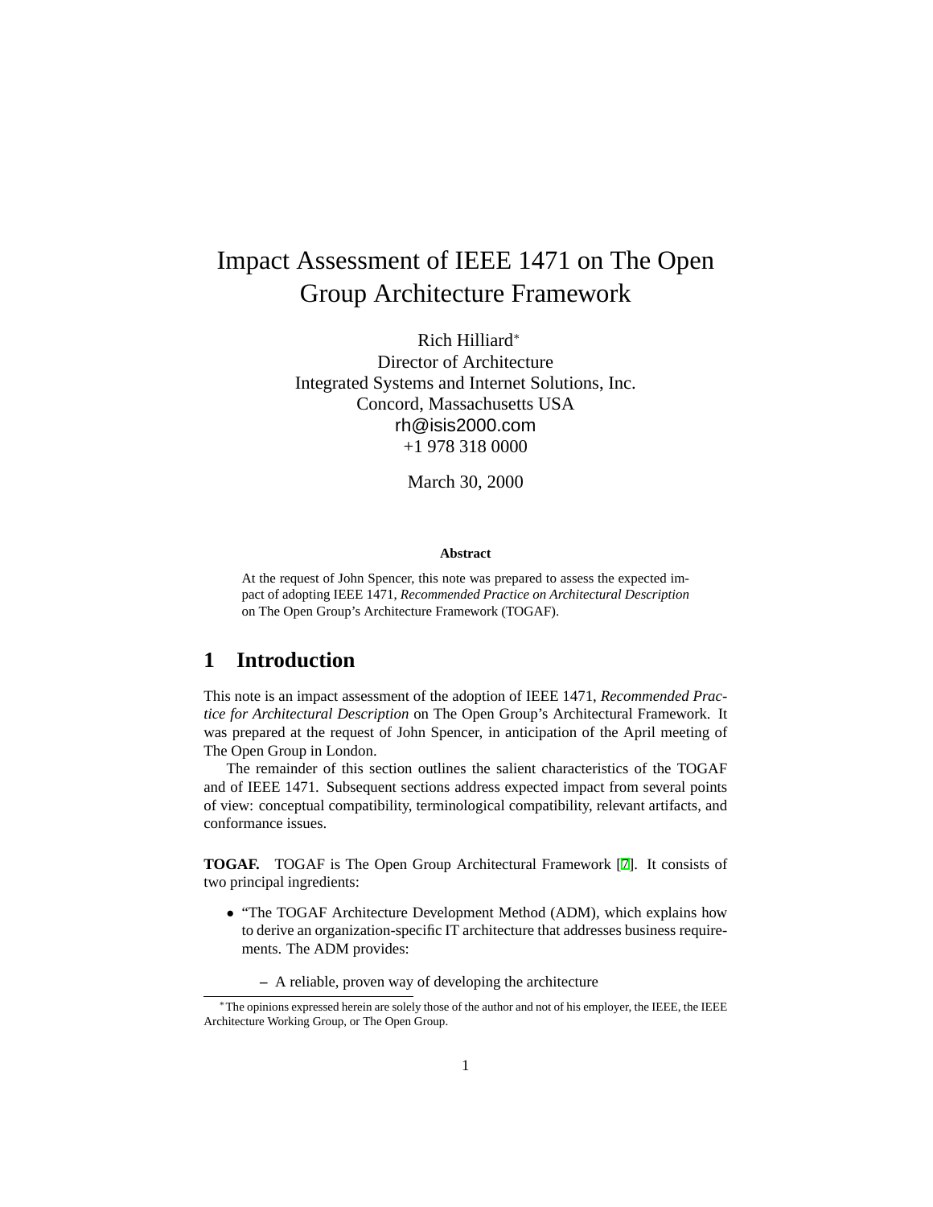# Impact Assessment of IEEE 1471 on The Open Group Architecture Framework

Rich Hilliard*
Director of Architecture
Integrated Systems and Internet Solutions, Inc.
Concord, Massachusetts USA
rh@isis2000.com
+1 978 318 0000

March 30, 2000

**Abstract**

At the request of John Spencer, this note was prepared to assess the expected impact of adopting IEEE 1471, *Recommended Practice on Architectural Description* on The Open Group's Architecture Framework (TOGAF).

## 1 Introduction

This note is an impact assessment of the adoption of IEEE 1471, *Recommended Practice for Architectural Description* on The Open Group's Architectural Framework. It was prepared at the request of John Spencer, in anticipation of the April meeting of The Open Group in London.

The remainder of this section outlines the salient characteristics of the TOGAF and of IEEE 1471. Subsequent sections address expected impact from several points of view: conceptual compatibility, terminological compatibility, relevant artifacts, and conformance issues.

**TOGAF.** TOGAF is The Open Group Architectural Framework [7]. It consists of two principal ingredients:

- "The TOGAF Architecture Development Method (ADM), which explains how to derive an organization-specific IT architecture that addresses business requirements. The ADM provides:
  - A reliable, proven way of developing the architecture

*The opinions expressed herein are solely those of the author and not of his employer, the IEEE, the IEEE Architecture Working Group, or The Open Group.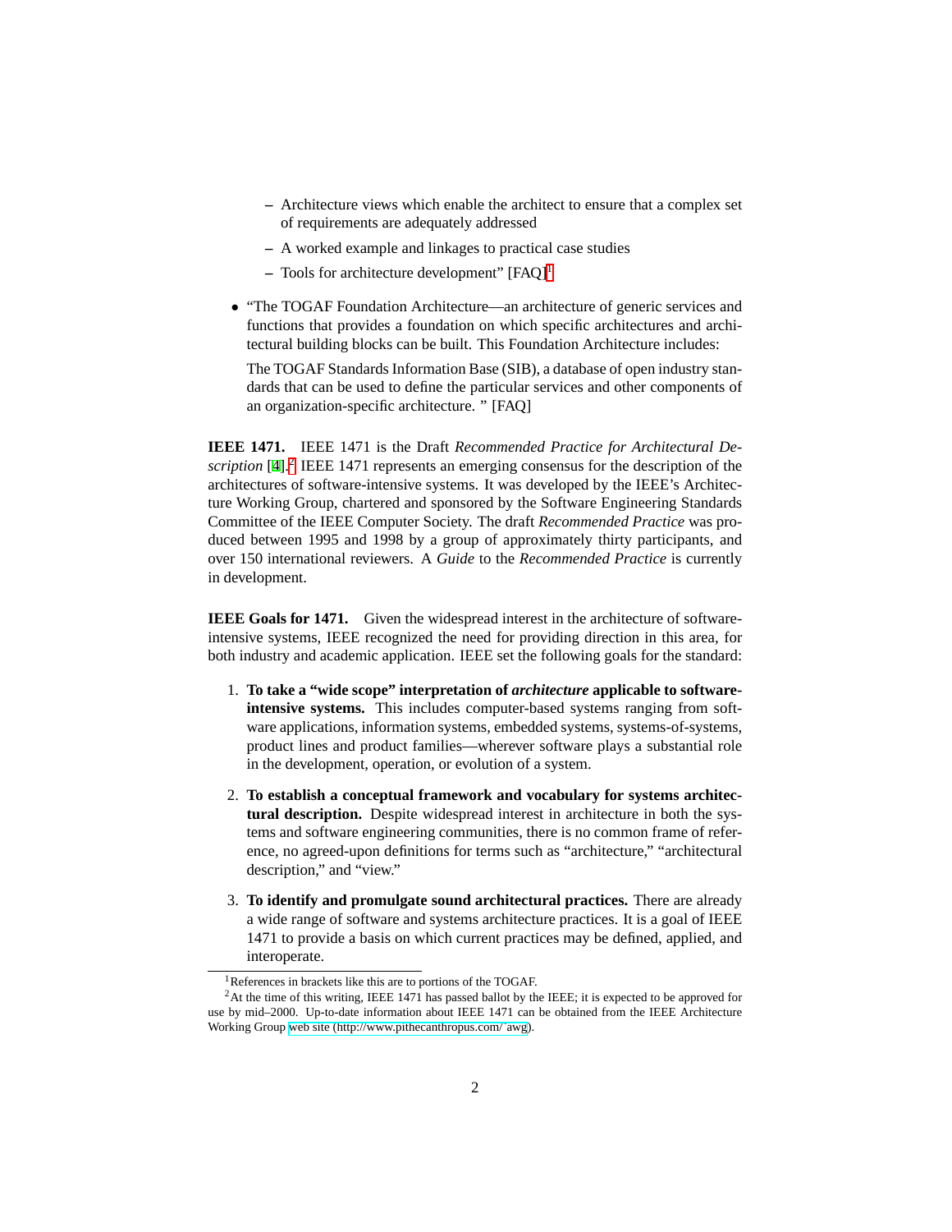- Architecture views which enable the architect to ensure that a complex set of requirements are adequately addressed
  - A worked example and linkages to practical case studies
  - Tools for architecture development" [FAQ][1]

- "The TOGAF Foundation Architecture—an architecture of generic services and functions that provides a foundation on which specific architectures and architectural building blocks can be built. This Foundation Architecture includes:

  The TOGAF Standards Information Base (SIB), a database of open industry standards that can be used to define the particular services and other components of an organization-specific architecture. " [FAQ]

**IEEE 1471.** IEEE 1471 is the Draft *Recommended Practice for Architectural Description* [4].[2] IEEE 1471 represents an emerging consensus for the description of the architectures of software-intensive systems. It was developed by the IEEE's Architecture Working Group, chartered and sponsored by the Software Engineering Standards Committee of the IEEE Computer Society. The draft *Recommended Practice* was produced between 1995 and 1998 by a group of approximately thirty participants, and over 150 international reviewers. A *Guide* to the *Recommended Practice* is currently in development.

**IEEE Goals for 1471.** Given the widespread interest in the architecture of software-intensive systems, IEEE recognized the need for providing direction in this area, for both industry and academic application. IEEE set the following goals for the standard:

1. **To take a "wide scope" interpretation of *architecture* applicable to software-intensive systems.** This includes computer-based systems ranging from software applications, information systems, embedded systems, systems-of-systems, product lines and product families—wherever software plays a substantial role in the development, operation, or evolution of a system.

2. **To establish a conceptual framework and vocabulary for systems architectural description.** Despite widespread interest in architecture in both the systems and software engineering communities, there is no common frame of reference, no agreed-upon definitions for terms such as "architecture," "architectural description," and "view."

3. **To identify and promulgate sound architectural practices.** There are already a wide range of software and systems architecture practices. It is a goal of IEEE 1471 to provide a basis on which current practices may be defined, applied, and interoperate.

---

[1] References in brackets like this are to portions of the TOGAF.

[2] At the time of this writing, IEEE 1471 has passed ballot by the IEEE; it is expected to be approved for use by mid–2000. Up-to-date information about IEEE 1471 can be obtained from the IEEE Architecture Working Group web site (http://www.pithecanthropus.com/˜awg).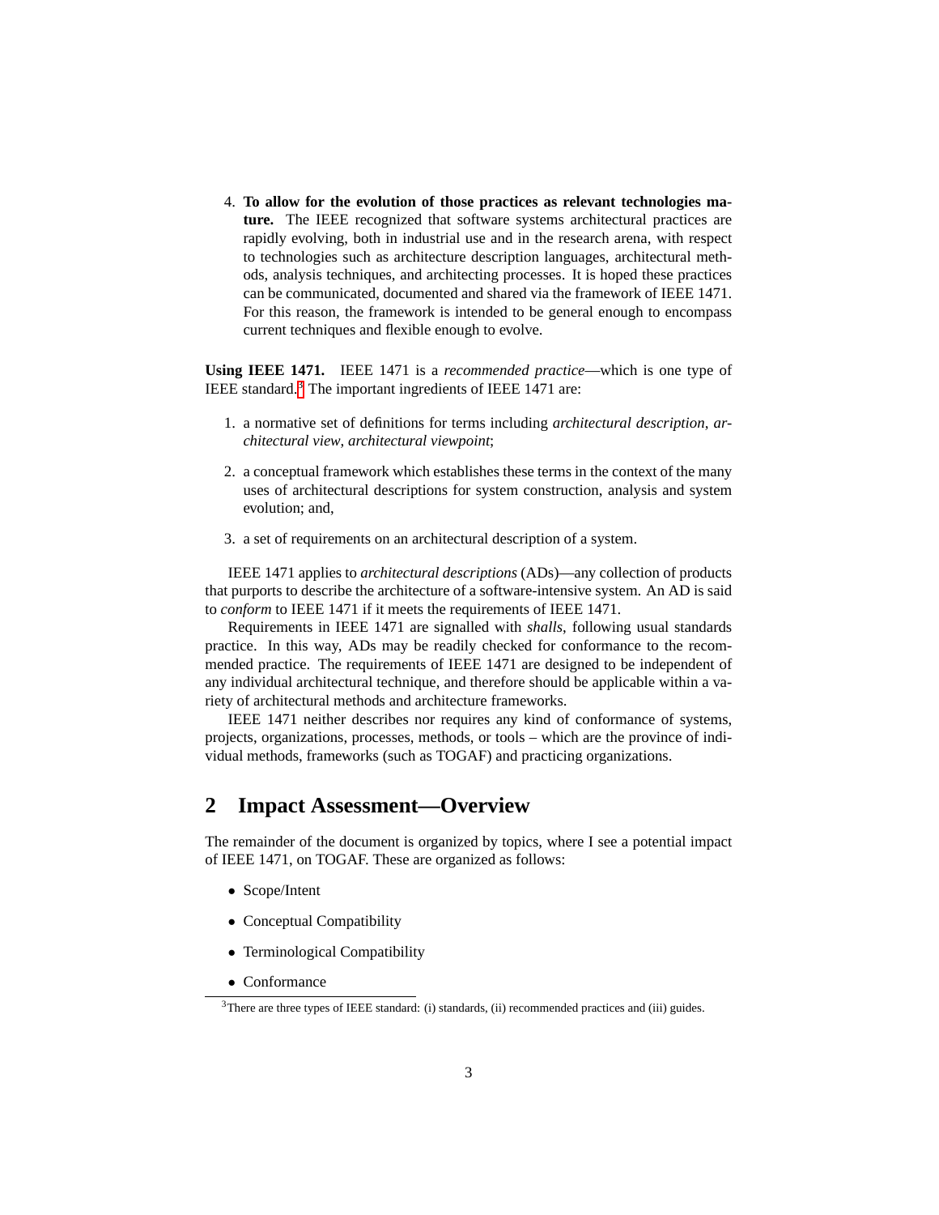4. **To allow for the evolution of those practices as relevant technologies mature.** The IEEE recognized that software systems architectural practices are rapidly evolving, both in industrial use and in the research arena, with respect to technologies such as architecture description languages, architectural methods, analysis techniques, and architecting processes. It is hoped these practices can be communicated, documented and shared via the framework of IEEE 1471. For this reason, the framework is intended to be general enough to encompass current techniques and flexible enough to evolve.

**Using IEEE 1471.** IEEE 1471 is a *recommended practice*—which is one type of IEEE standard.[3] The important ingredients of IEEE 1471 are:

1. a normative set of definitions for terms including *architectural description*, *architectural view*, *architectural viewpoint*;
2. a conceptual framework which establishes these terms in the context of the many uses of architectural descriptions for system construction, analysis and system evolution; and,
3. a set of requirements on an architectural description of a system.

IEEE 1471 applies to *architectural descriptions* (ADs)—any collection of products that purports to describe the architecture of a software-intensive system. An AD is said to *conform* to IEEE 1471 if it meets the requirements of IEEE 1471.

Requirements in IEEE 1471 are signalled with *shalls*, following usual standards practice. In this way, ADs may be readily checked for conformance to the recommended practice. The requirements of IEEE 1471 are designed to be independent of any individual architectural technique, and therefore should be applicable within a variety of architectural methods and architecture frameworks.

IEEE 1471 neither describes nor requires any kind of conformance of systems, projects, organizations, processes, methods, or tools – which are the province of individual methods, frameworks (such as TOGAF) and practicing organizations.

## 2 Impact Assessment—Overview

The remainder of the document is organized by topics, where I see a potential impact of IEEE 1471, on TOGAF. These are organized as follows:

- Scope/Intent
- Conceptual Compatibility
- Terminological Compatibility
- Conformance

[3] There are three types of IEEE standard: (i) standards, (ii) recommended practices and (iii) guides.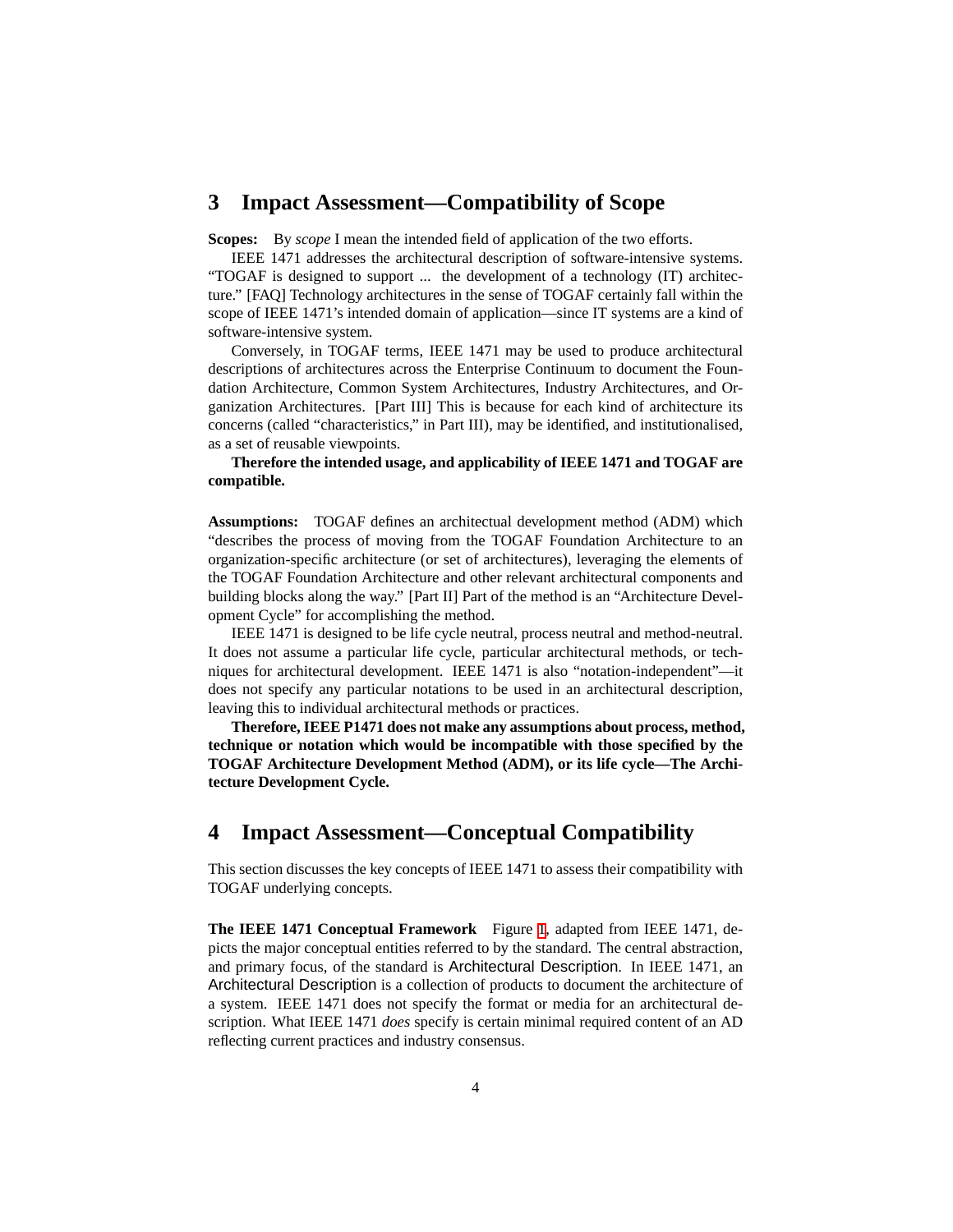## 3 Impact Assessment—Compatibility of Scope

**Scopes:** By *scope* I mean the intended field of application of the two efforts.

IEEE 1471 addresses the architectural description of software-intensive systems. "TOGAF is designed to support ... the development of a technology (IT) architecture." [FAQ] Technology architectures in the sense of TOGAF certainly fall within the scope of IEEE 1471's intended domain of application—since IT systems are a kind of software-intensive system.

Conversely, in TOGAF terms, IEEE 1471 may be used to produce architectural descriptions of architectures across the Enterprise Continuum to document the Foundation Architecture, Common System Architectures, Industry Architectures, and Organization Architectures. [Part III] This is because for each kind of architecture its concerns (called "characteristics," in Part III), may be identified, and institutionalised, as a set of reusable viewpoints.

**Therefore the intended usage, and applicability of IEEE 1471 and TOGAF are compatible.**

**Assumptions:** TOGAF defines an architectual development method (ADM) which "describes the process of moving from the TOGAF Foundation Architecture to an organization-specific architecture (or set of architectures), leveraging the elements of the TOGAF Foundation Architecture and other relevant architectural components and building blocks along the way." [Part II] Part of the method is an "Architecture Development Cycle" for accomplishing the method.

IEEE 1471 is designed to be life cycle neutral, process neutral and method-neutral. It does not assume a particular life cycle, particular architectural methods, or techniques for architectural development. IEEE 1471 is also "notation-independent"—it does not specify any particular notations to be used in an architectural description, leaving this to individual architectural methods or practices.

**Therefore, IEEE P1471 does not make any assumptions about process, method, technique or notation which would be incompatible with those specified by the TOGAF Architecture Development Method (ADM), or its life cycle—The Architecture Development Cycle.**

## 4 Impact Assessment—Conceptual Compatibility

This section discusses the key concepts of IEEE 1471 to assess their compatibility with TOGAF underlying concepts.

**The IEEE 1471 Conceptual Framework** Figure 1, adapted from IEEE 1471, depicts the major conceptual entities referred to by the standard. The central abstraction, and primary focus, of the standard is Architectural Description. In IEEE 1471, an Architectural Description is a collection of products to document the architecture of a system. IEEE 1471 does not specify the format or media for an architectural description. What IEEE 1471 *does* specify is certain minimal required content of an AD reflecting current practices and industry consensus.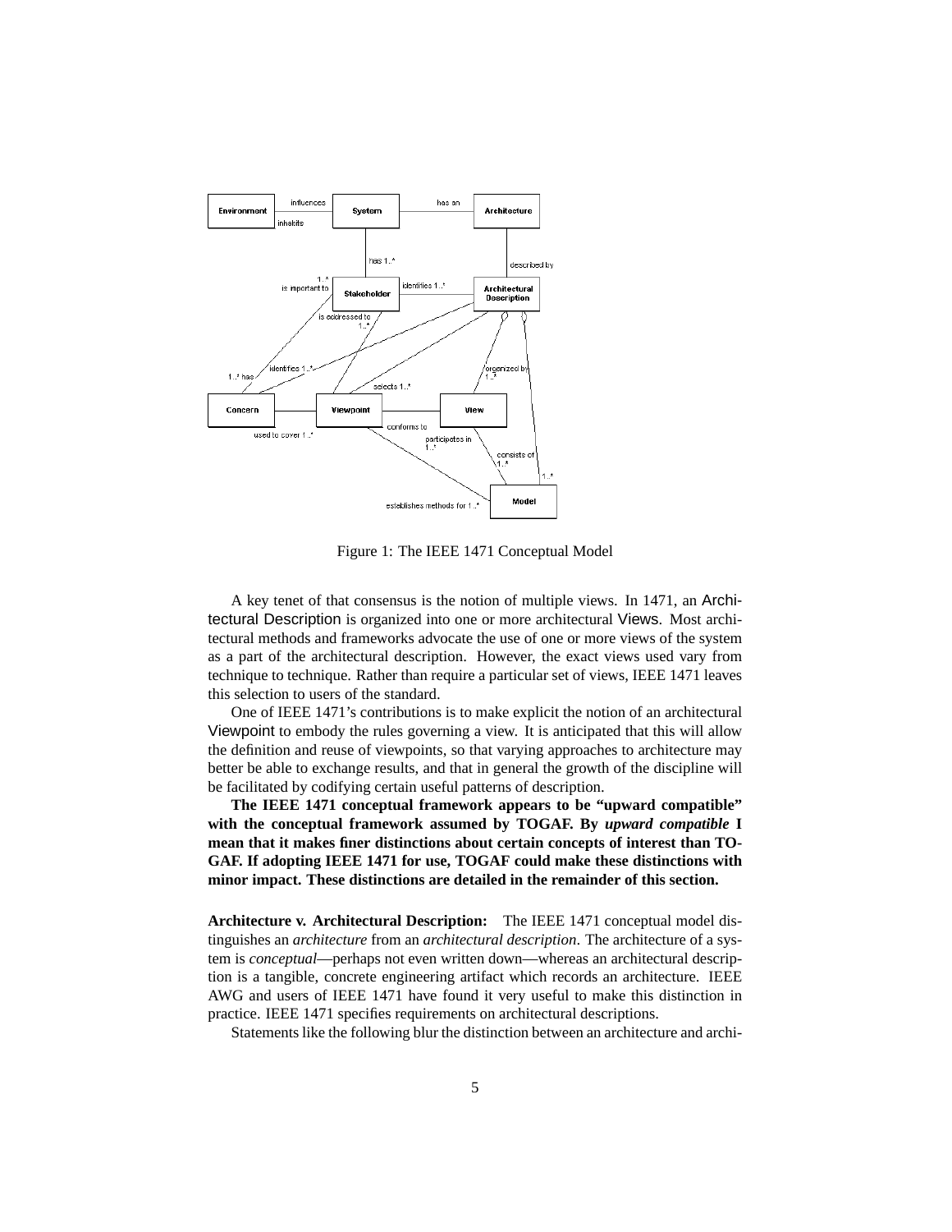Figure 1: The IEEE 1471 Conceptual Model

A key tenet of that consensus is the notion of multiple views. In 1471, an Architectural Description is organized into one or more architectural Views. Most architectural methods and frameworks advocate the use of one or more views of the system as a part of the architectural description. However, the exact views used vary from technique to technique. Rather than require a particular set of views, IEEE 1471 leaves this selection to users of the standard.

One of IEEE 1471's contributions is to make explicit the notion of an architectural Viewpoint to embody the rules governing a view. It is anticipated that this will allow the definition and reuse of viewpoints, so that varying approaches to architecture may better be able to exchange results, and that in general the growth of the discipline will be facilitated by codifying certain useful patterns of description.

**The IEEE 1471 conceptual framework appears to be "upward compatible" with the conceptual framework assumed by TOGAF. By *upward compatible* I mean that it makes finer distinctions about certain concepts of interest than TOGAF. If adopting IEEE 1471 for use, TOGAF could make these distinctions with minor impact. These distinctions are detailed in the remainder of this section.**

**Architecture v. Architectural Description:** The IEEE 1471 conceptual model distinguishes an *architecture* from an *architectural description*. The architecture of a system is *conceptual*—perhaps not even written down—whereas an architectural description is a tangible, concrete engineering artifact which records an architecture. IEEE AWG and users of IEEE 1471 have found it very useful to make this distinction in practice. IEEE 1471 specifies requirements on architectural descriptions.

Statements like the following blur the distinction between an architecture and archi-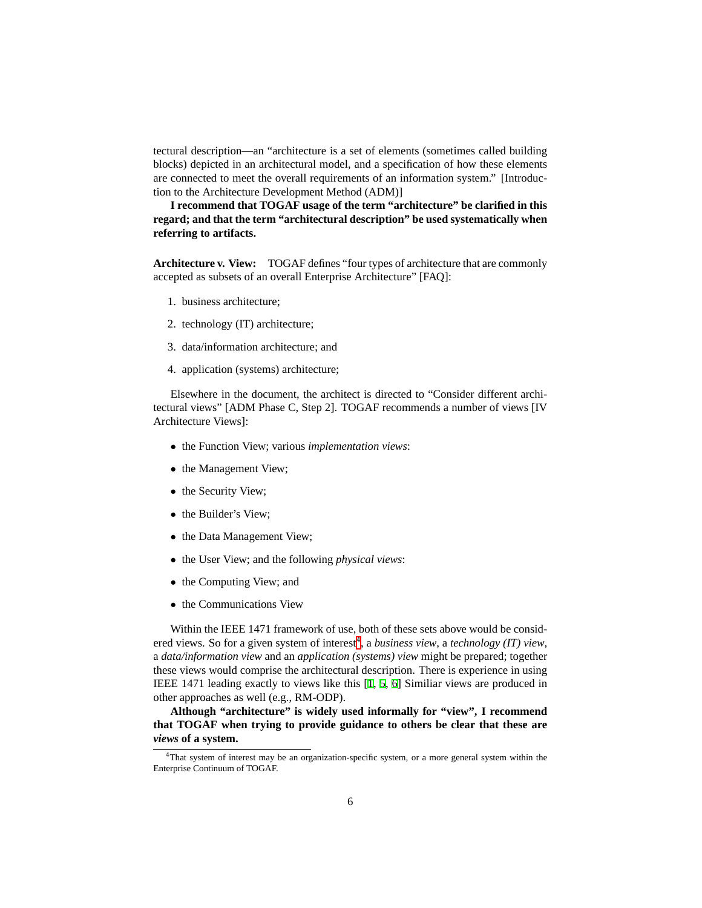tectural description—an "architecture is a set of elements (sometimes called building blocks) depicted in an architectural model, and a specification of how these elements are connected to meet the overall requirements of an information system." [Introduction to the Architecture Development Method (ADM)]

**I recommend that TOGAF usage of the term "architecture" be clarified in this regard; and that the term "architectural description" be used systematically when referring to artifacts.**

**Architecture v. View:** TOGAF defines "four types of architecture that are commonly accepted as subsets of an overall Enterprise Architecture" [FAQ]:

1. business architecture;
2. technology (IT) architecture;
3. data/information architecture; and
4. application (systems) architecture;

Elsewhere in the document, the architect is directed to "Consider different architectural views" [ADM Phase C, Step 2]. TOGAF recommends a number of views [IV Architecture Views]:

- the Function View; various *implementation views*:
- the Management View;
- the Security View;
- the Builder's View;
- the Data Management View;
- the User View; and the following *physical views*:
- the Computing View; and
- the Communications View

Within the IEEE 1471 framework of use, both of these sets above would be considered views. So for a given system of interest[4], a *business view*, a *technology (IT) view*, a *data/information view* and an *application (systems) view* might be prepared; together these views would comprise the architectural description. There is experience in using IEEE 1471 leading exactly to views like this [1, 5, 6] Similiar views are produced in other approaches as well (e.g., RM-ODP).

**Although "architecture" is widely used informally for "view", I recommend that TOGAF when trying to provide guidance to others be clear that these are *views* of a system.**

[4] That system of interest may be an organization-specific system, or a more general system within the Enterprise Continuum of TOGAF.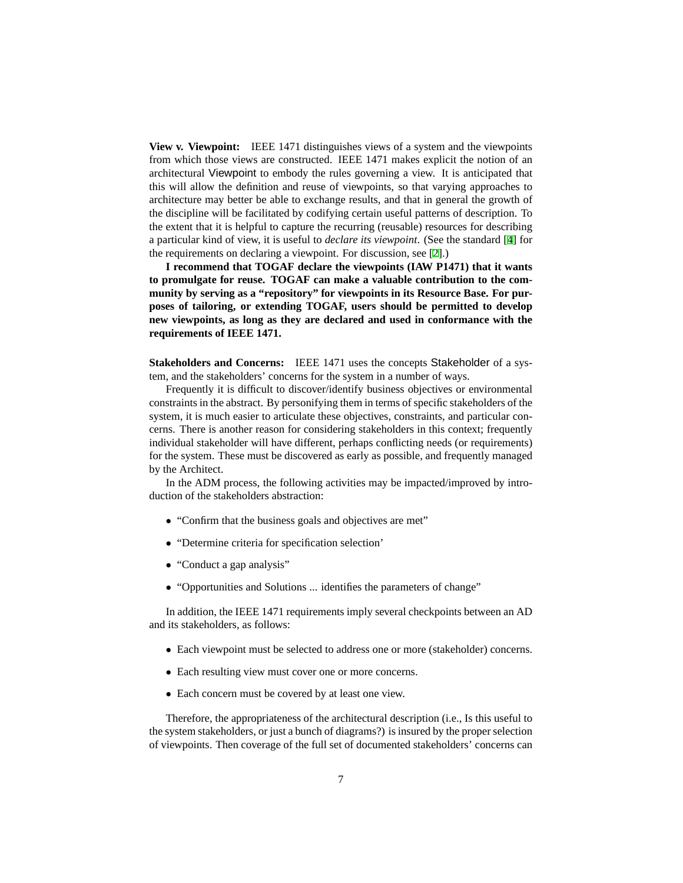**View v. Viewpoint:** IEEE 1471 distinguishes views of a system and the viewpoints from which those views are constructed. IEEE 1471 makes explicit the notion of an architectural Viewpoint to embody the rules governing a view. It is anticipated that this will allow the definition and reuse of viewpoints, so that varying approaches to architecture may better be able to exchange results, and that in general the growth of the discipline will be facilitated by codifying certain useful patterns of description. To the extent that it is helpful to capture the recurring (reusable) resources for describing a particular kind of view, it is useful to *declare its viewpoint*. (See the standard [4] for the requirements on declaring a viewpoint. For discussion, see [2].)

**I recommend that TOGAF declare the viewpoints (IAW P1471) that it wants to promulgate for reuse. TOGAF can make a valuable contribution to the community by serving as a "repository" for viewpoints in its Resource Base. For purposes of tailoring, or extending TOGAF, users should be permitted to develop new viewpoints, as long as they are declared and used in conformance with the requirements of IEEE 1471.**

**Stakeholders and Concerns:** IEEE 1471 uses the concepts Stakeholder of a system, and the stakeholders' concerns for the system in a number of ways.

Frequently it is difficult to discover/identify business objectives or environmental constraints in the abstract. By personifying them in terms of specific stakeholders of the system, it is much easier to articulate these objectives, constraints, and particular concerns. There is another reason for considering stakeholders in this context; frequently individual stakeholder will have different, perhaps conflicting needs (or requirements) for the system. These must be discovered as early as possible, and frequently managed by the Architect.

In the ADM process, the following activities may be impacted/improved by introduction of the stakeholders abstraction:

- "Confirm that the business goals and objectives are met"
- "Determine criteria for specification selection'
- "Conduct a gap analysis"
- "Opportunities and Solutions ... identifies the parameters of change"

In addition, the IEEE 1471 requirements imply several checkpoints between an AD and its stakeholders, as follows:

- Each viewpoint must be selected to address one or more (stakeholder) concerns.
- Each resulting view must cover one or more concerns.
- Each concern must be covered by at least one view.

Therefore, the appropriateness of the architectural description (i.e., Is this useful to the system stakeholders, or just a bunch of diagrams?) is insured by the proper selection of viewpoints. Then coverage of the full set of documented stakeholders' concerns can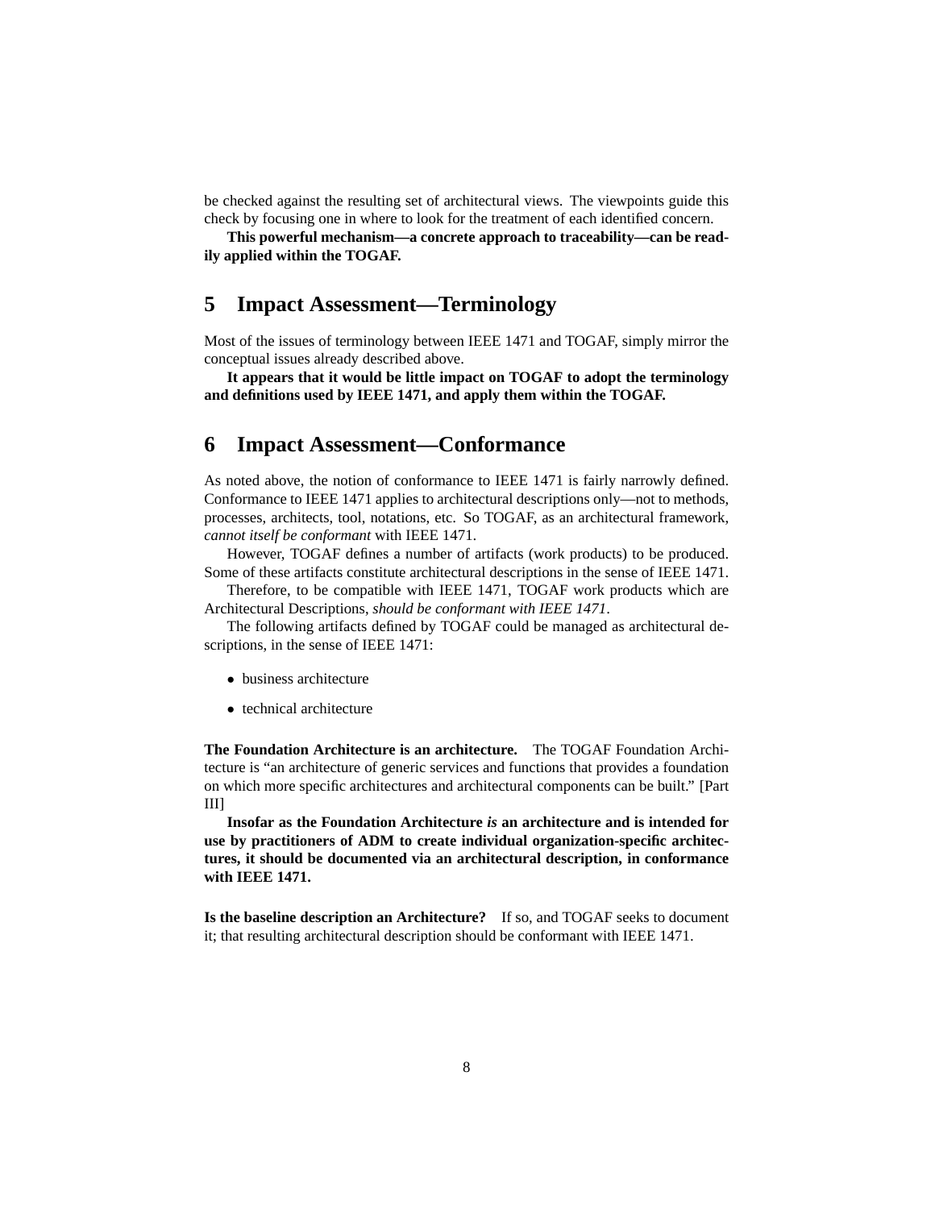be checked against the resulting set of architectural views. The viewpoints guide this check by focusing one in where to look for the treatment of each identified concern.

**This powerful mechanism—a concrete approach to traceability—can be readily applied within the TOGAF.**

## 5 Impact Assessment—Terminology

Most of the issues of terminology between IEEE 1471 and TOGAF, simply mirror the conceptual issues already described above.

**It appears that it would be little impact on TOGAF to adopt the terminology and definitions used by IEEE 1471, and apply them within the TOGAF.**

## 6 Impact Assessment—Conformance

As noted above, the notion of conformance to IEEE 1471 is fairly narrowly defined. Conformance to IEEE 1471 applies to architectural descriptions only—not to methods, processes, architects, tool, notations, etc. So TOGAF, as an architectural framework, *cannot itself be conformant* with IEEE 1471.

However, TOGAF defines a number of artifacts (work products) to be produced. Some of these artifacts constitute architectural descriptions in the sense of IEEE 1471.

Therefore, to be compatible with IEEE 1471, TOGAF work products which are Architectural Descriptions, *should be conformant with IEEE 1471*.

The following artifacts defined by TOGAF could be managed as architectural descriptions, in the sense of IEEE 1471:

- business architecture
- technical architecture

**The Foundation Architecture is an architecture.** The TOGAF Foundation Architecture is "an architecture of generic services and functions that provides a foundation on which more specific architectures and architectural components can be built." [Part III]

**Insofar as the Foundation Architecture *is* an architecture and is intended for use by practitioners of ADM to create individual organization-specific architectures, it should be documented via an architectural description, in conformance with IEEE 1471.**

**Is the baseline description an Architecture?** If so, and TOGAF seeks to document it; that resulting architectural description should be conformant with IEEE 1471.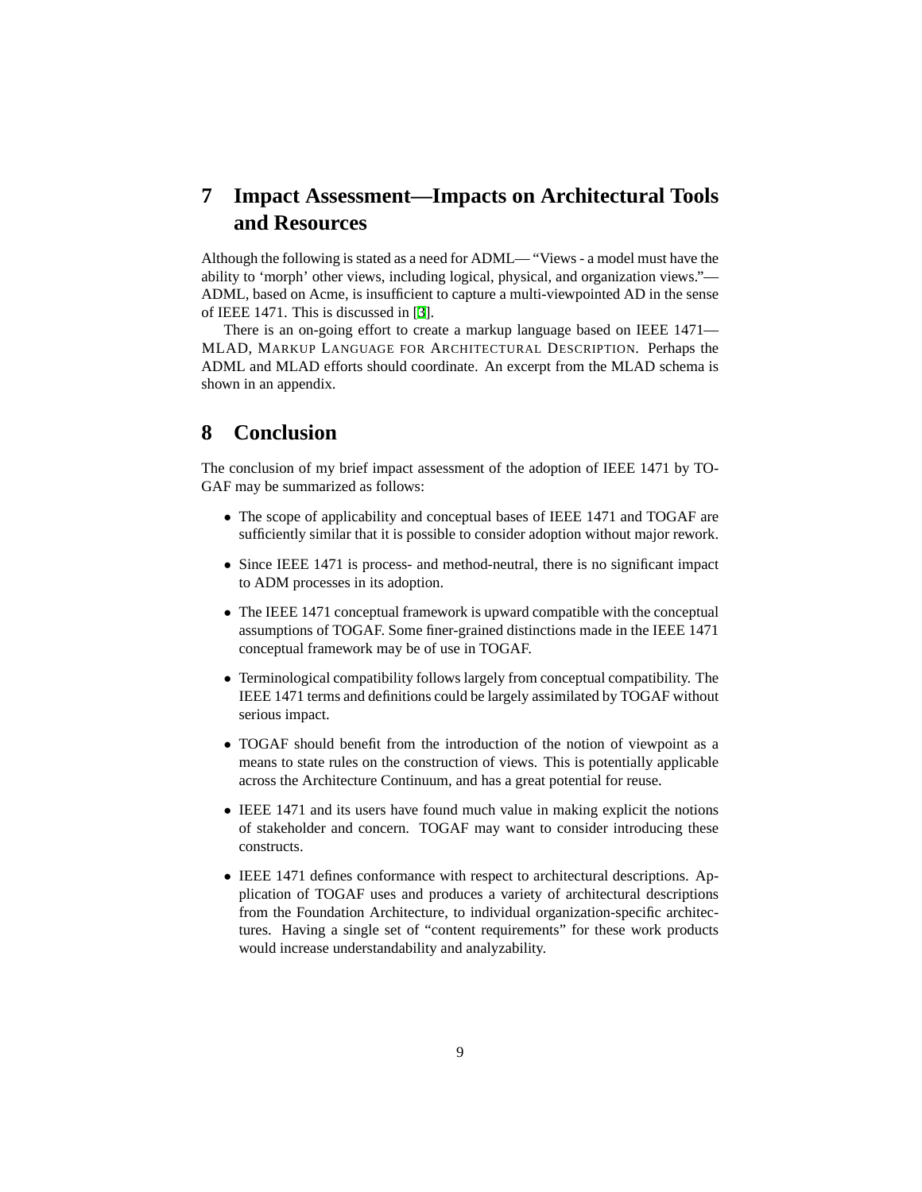# 7 Impact Assessment—Impacts on Architectural Tools and Resources

Although the following is stated as a need for ADML— "Views - a model must have the ability to 'morph' other views, including logical, physical, and organization views."— ADML, based on Acme, is insufficient to capture a multi-viewpointed AD in the sense of IEEE 1471. This is discussed in [3].

There is an on-going effort to create a markup language based on IEEE 1471— MLAD, MARKUP LANGUAGE FOR ARCHITECTURAL DESCRIPTION. Perhaps the ADML and MLAD efforts should coordinate. An excerpt from the MLAD schema is shown in an appendix.

# 8 Conclusion

The conclusion of my brief impact assessment of the adoption of IEEE 1471 by TOGAF may be summarized as follows:

- The scope of applicability and conceptual bases of IEEE 1471 and TOGAF are sufficiently similar that it is possible to consider adoption without major rework.
- Since IEEE 1471 is process- and method-neutral, there is no significant impact to ADM processes in its adoption.
- The IEEE 1471 conceptual framework is upward compatible with the conceptual assumptions of TOGAF. Some finer-grained distinctions made in the IEEE 1471 conceptual framework may be of use in TOGAF.
- Terminological compatibility follows largely from conceptual compatibility. The IEEE 1471 terms and definitions could be largely assimilated by TOGAF without serious impact.
- TOGAF should benefit from the introduction of the notion of viewpoint as a means to state rules on the construction of views. This is potentially applicable across the Architecture Continuum, and has a great potential for reuse.
- IEEE 1471 and its users have found much value in making explicit the notions of stakeholder and concern. TOGAF may want to consider introducing these constructs.
- IEEE 1471 defines conformance with respect to architectural descriptions. Application of TOGAF uses and produces a variety of architectural descriptions from the Foundation Architecture, to individual organization-specific architectures. Having a single set of "content requirements" for these work products would increase understandability and analyzability.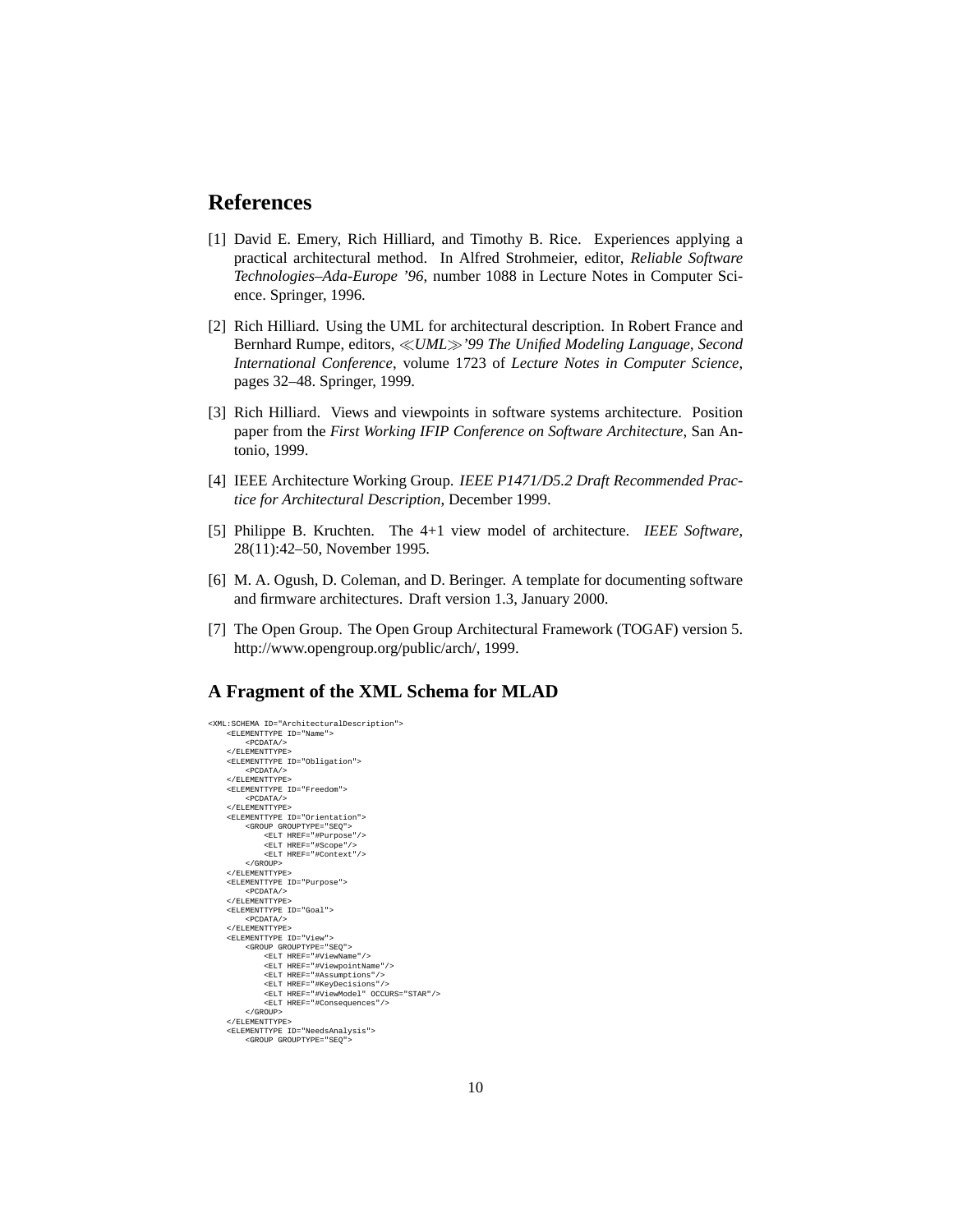## References

[1] David E. Emery, Rich Hilliard, and Timothy B. Rice. Experiences applying a practical architectural method. In Alfred Strohmeier, editor, *Reliable Software Technologies–Ada-Europe '96*, number 1088 in Lecture Notes in Computer Science. Springer, 1996.

[2] Rich Hilliard. Using the UML for architectural description. In Robert France and Bernhard Rumpe, editors, *≪UML≫'99 The Unified Modeling Language, Second International Conference*, volume 1723 of *Lecture Notes in Computer Science*, pages 32–48. Springer, 1999.

[3] Rich Hilliard. Views and viewpoints in software systems architecture. Position paper from the *First Working IFIP Conference on Software Architecture*, San Antonio, 1999.

[4] IEEE Architecture Working Group. *IEEE P1471/D5.2 Draft Recommended Practice for Architectural Description*, December 1999.

[5] Philippe B. Kruchten. The 4+1 view model of architecture. *IEEE Software*, 28(11):42–50, November 1995.

[6] M. A. Ogush, D. Coleman, and D. Beringer. A template for documenting software and firmware architectures. Draft version 1.3, January 2000.

[7] The Open Group. The Open Group Architectural Framework (TOGAF) version 5. http://www.opengroup.org/public/arch/, 1999.

## A Fragment of the XML Schema for MLAD

```
<XML:SCHEMA ID="ArchitecturalDescription">
    <ELEMENTTYPE ID="Name">
        <PCDATA/>
    </ELEMENTTYPE>
    <ELEMENTTYPE ID="Obligation">
        <PCDATA/>
    </ELEMENTTYPE>
    <ELEMENTTYPE ID="Freedom">
        <PCDATA/>
    </ELEMENTTYPE>
    <ELEMENTTYPE ID="Orientation">
        <GROUP GROUPTYPE="SEQ">
            <ELT HREF="#Purpose"/>
            <ELT HREF="#Scope"/>
            <ELT HREF="#Context"/>
        </GROUP>
    </ELEMENTTYPE>
    <ELEMENTTYPE ID="Purpose">
        <PCDATA/>
    </ELEMENTTYPE>
    <ELEMENTTYPE ID="Goal">
        <PCDATA/>
    </ELEMENTTYPE>
    <ELEMENTTYPE ID="View">
        <GROUP GROUPTYPE="SEQ">
            <ELT HREF="#ViewName"/>
            <ELT HREF="#ViewpointName"/>
            <ELT HREF="#Assumptions"/>
            <ELT HREF="#KeyDecisions"/>
            <ELT HREF="#ViewModel" OCCURS="STAR"/>
            <ELT HREF="#Consequences"/>
        </GROUP>
    </ELEMENTTYPE>
    <ELEMENTTYPE ID="NeedsAnalysis">
        <GROUP GROUPTYPE="SEQ">
```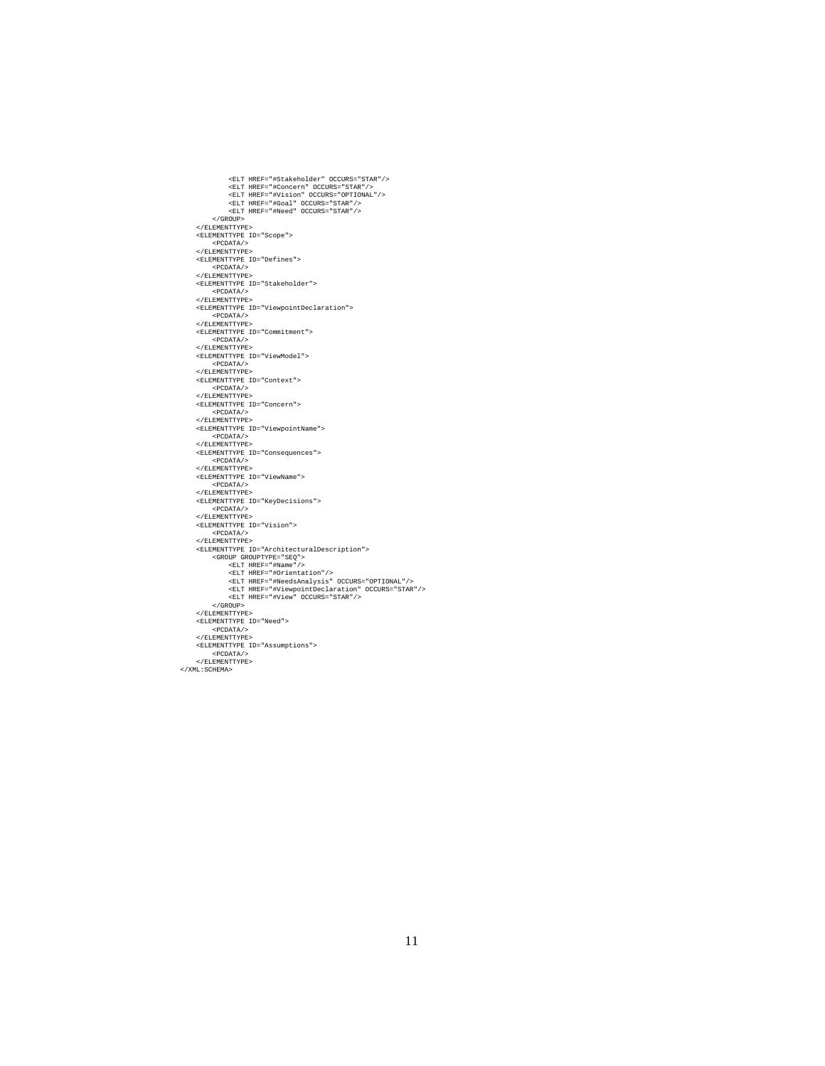```
            <ELT HREF="#Stakeholder" OCCURS="STAR"/>
            <ELT HREF="#Concern" OCCURS="STAR"/>
            <ELT HREF="#Vision" OCCURS="OPTIONAL"/>
            <ELT HREF="#Goal" OCCURS="STAR"/>
            <ELT HREF="#Need" OCCURS="STAR"/>
        </GROUP>
    </ELEMENTTYPE>
    <ELEMENTTYPE ID="Scope">
        <PCDATA/>
    </ELEMENTTYPE>
    <ELEMENTTYPE ID="Defines">
        <PCDATA/>
    </ELEMENTTYPE>
    <ELEMENTTYPE ID="Stakeholder">
        <PCDATA/>
    </ELEMENTTYPE>
    <ELEMENTTYPE ID="ViewpointDeclaration">
        <PCDATA/>
    </ELEMENTTYPE>
    <ELEMENTTYPE ID="Commitment">
        <PCDATA/>
    </ELEMENTTYPE>
    <ELEMENTTYPE ID="ViewModel">
        <PCDATA/>
    </ELEMENTTYPE>
    <ELEMENTTYPE ID="Context">
        <PCDATA/>
    </ELEMENTTYPE>
    <ELEMENTTYPE ID="Concern">
        <PCDATA/>
    </ELEMENTTYPE>
    <ELEMENTTYPE ID="ViewpointName">
        <PCDATA/>
    </ELEMENTTYPE>
    <ELEMENTTYPE ID="Consequences">
        <PCDATA/>
    </ELEMENTTYPE>
    <ELEMENTTYPE ID="ViewName">
        <PCDATA/>
    </ELEMENTTYPE>
    <ELEMENTTYPE ID="KeyDecisions">
        <PCDATA/>
    </ELEMENTTYPE>
    <ELEMENTTYPE ID="Vision">
        <PCDATA/>
    </ELEMENTTYPE>
    <ELEMENTTYPE ID="ArchitecturalDescription">
        <GROUP GROUPTYPE="SEQ">
            <ELT HREF="#Name"/>
            <ELT HREF="#Orientation"/>
            <ELT HREF="#NeedsAnalysis" OCCURS="OPTIONAL"/>
            <ELT HREF="#ViewpointDeclaration" OCCURS="STAR"/>
            <ELT HREF="#View" OCCURS="STAR"/>
        </GROUP>
    </ELEMENTTYPE>
    <ELEMENTTYPE ID="Need">
        <PCDATA/>
    </ELEMENTTYPE>
    <ELEMENTTYPE ID="Assumptions">
        <PCDATA/>
    </ELEMENTTYPE>
</XML:SCHEMA>
```